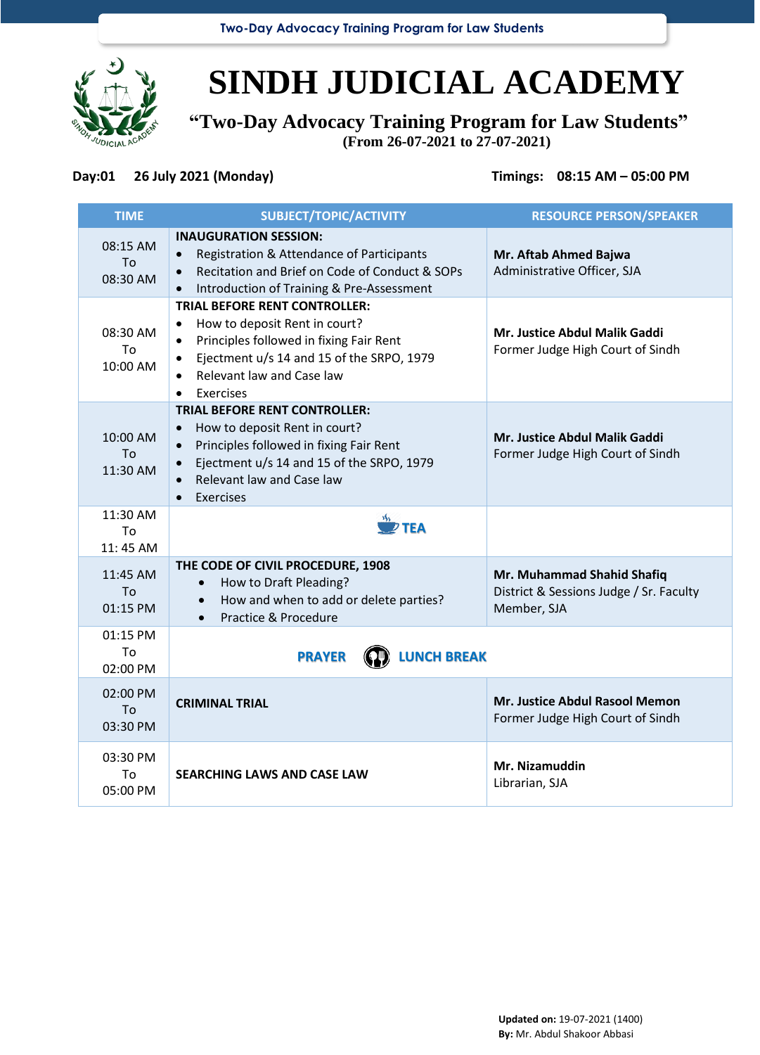# SINDH JUDICIAL ACADEMY

## "Two-Day Advocacy Training Program for Law Students"

**(From 26-07-2021 to 27-07-2021)**

**Day:01 26 July 2021 (Monday)** **Timings: 08:15 AM – 05:00 PM**

| TIME | SUBJECT/TOPIC/ACTIVITY | RESOURCE PERSON/SPEAKER |
|---|---|---|
| 08:15 AM To 08:30 AM | **INAUGURATION SESSION:**<br>• Registration & Attendance of Participants<br>• Recitation and Brief on Code of Conduct & SOPs<br>• Introduction of Training & Pre-Assessment | **Mr. Aftab Ahmed Bajwa**<br>Administrative Officer, SJA |
| 08:30 AM To 10:00 AM | **TRIAL BEFORE RENT CONTROLLER:**<br>• How to deposit Rent in court?<br>• Principles followed in fixing Fair Rent<br>• Ejectment u/s 14 and 15 of the SRPO, 1979<br>• Relevant law and Case law<br>• Exercises | **Mr. Justice Abdul Malik Gaddi**<br>Former Judge High Court of Sindh |
| 10:00 AM To 11:30 AM | **TRIAL BEFORE RENT CONTROLLER:**<br>• How to deposit Rent in court?<br>• Principles followed in fixing Fair Rent<br>• Ejectment u/s 14 and 15 of the SRPO, 1979<br>• Relevant law and Case law<br>• Exercises | **Mr. Justice Abdul Malik Gaddi**<br>Former Judge High Court of Sindh |
| 11:30 AM To 11: 45 AM | **TEA** | |
| 11:45 AM To 01:15 PM | **THE CODE OF CIVIL PROCEDURE, 1908**<br>• How to Draft Pleading?<br>• How and when to add or delete parties?<br>• Practice & Procedure | **Mr. Muhammad Shahid Shafiq**<br>District & Sessions Judge / Sr. Faculty Member, SJA |
| 01:15 PM To 02:00 PM | **PRAYER LUNCH BREAK** | |
| 02:00 PM To 03:30 PM | **CRIMINAL TRIAL** | **Mr. Justice Abdul Rasool Memon**<br>Former Judge High Court of Sindh |
| 03:30 PM To 05:00 PM | **SEARCHING LAWS AND CASE LAW** | **Mr. Nizamuddin**<br>Librarian, SJA |

**Updated on:** 19-07-2021 (1400)
**By:** Mr. Abdul Shakoor Abbasi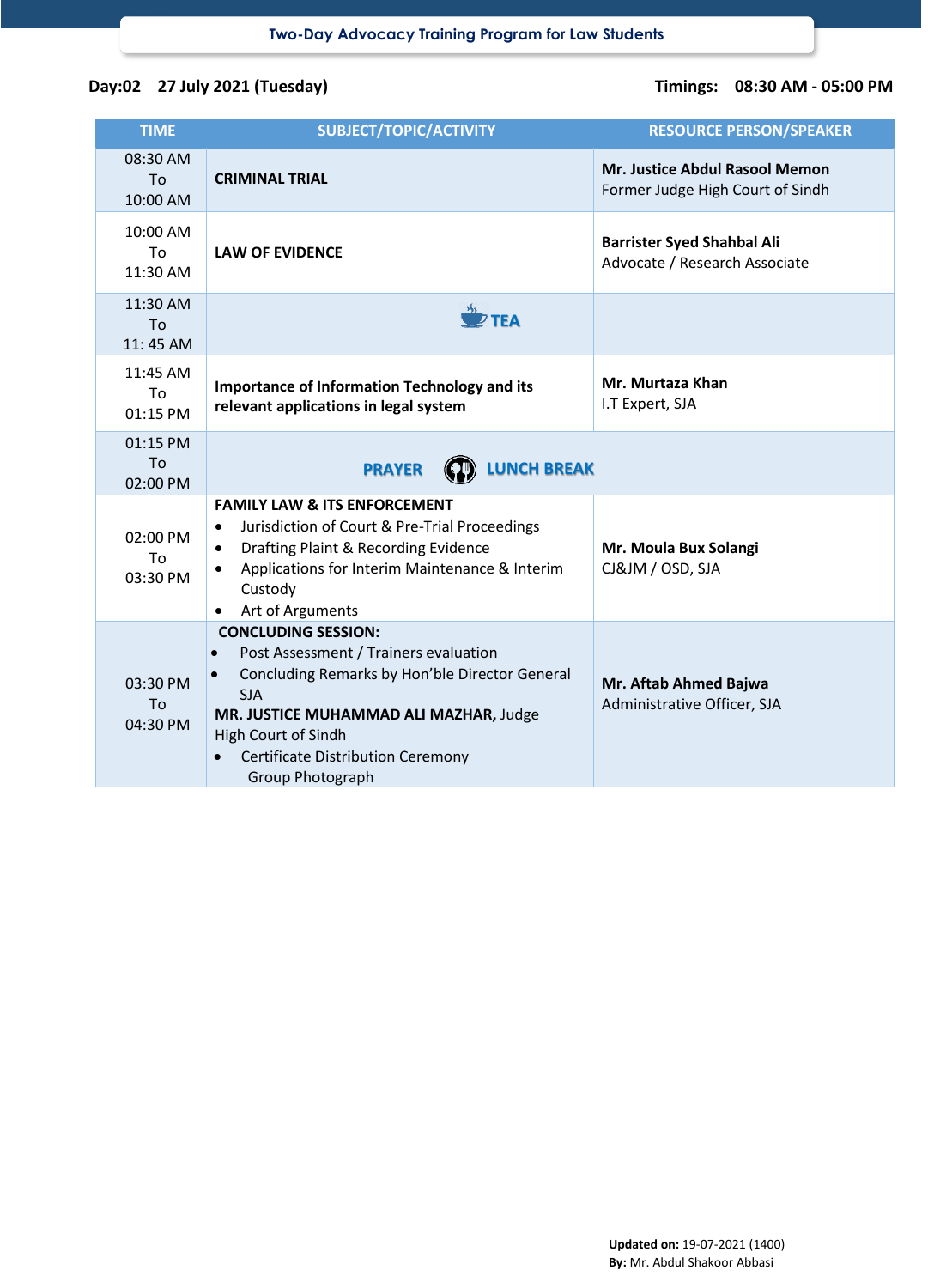**Two-Day Advocacy Training Program for Law Students**

**Day:02 27 July 2021 (Tuesday)** **Timings: 08:30 AM - 05:00 PM**

| TIME | SUBJECT/TOPIC/ACTIVITY | RESOURCE PERSON/SPEAKER |
|---|---|---|
| 08:30 AM To 10:00 AM | **CRIMINAL TRIAL** | **Mr. Justice Abdul Rasool Memon** Former Judge High Court of Sindh |
| 10:00 AM To 11:30 AM | **LAW OF EVIDENCE** | **Barrister Syed Shahbal Ali** Advocate / Research Associate |
| 11:30 AM To 11: 45 AM | **TEA** | |
| 11:45 AM To 01:15 PM | **Importance of Information Technology and its relevant applications in legal system** | **Mr. Murtaza Khan** I.T Expert, SJA |
| 01:15 PM To 02:00 PM | **PRAYER LUNCH BREAK** | |
| 02:00 PM To 03:30 PM | **FAMILY LAW & ITS ENFORCEMENT**<br>• Jurisdiction of Court & Pre-Trial Proceedings<br>• Drafting Plaint & Recording Evidence<br>• Applications for Interim Maintenance & Interim Custody<br>• Art of Arguments | **Mr. Moula Bux Solangi** CJ&JM / OSD, SJA |
| 03:30 PM To 04:30 PM | **CONCLUDING SESSION:**<br>• Post Assessment / Trainers evaluation<br>• Concluding Remarks by Hon'ble Director General SJA<br>**MR. JUSTICE MUHAMMAD ALI MAZHAR,** Judge High Court of Sindh<br>• Certificate Distribution Ceremony Group Photograph | **Mr. Aftab Ahmed Bajwa** Administrative Officer, SJA |

**Updated on:** 19-07-2021 (1400)
**By:** Mr. Abdul Shakoor Abbasi